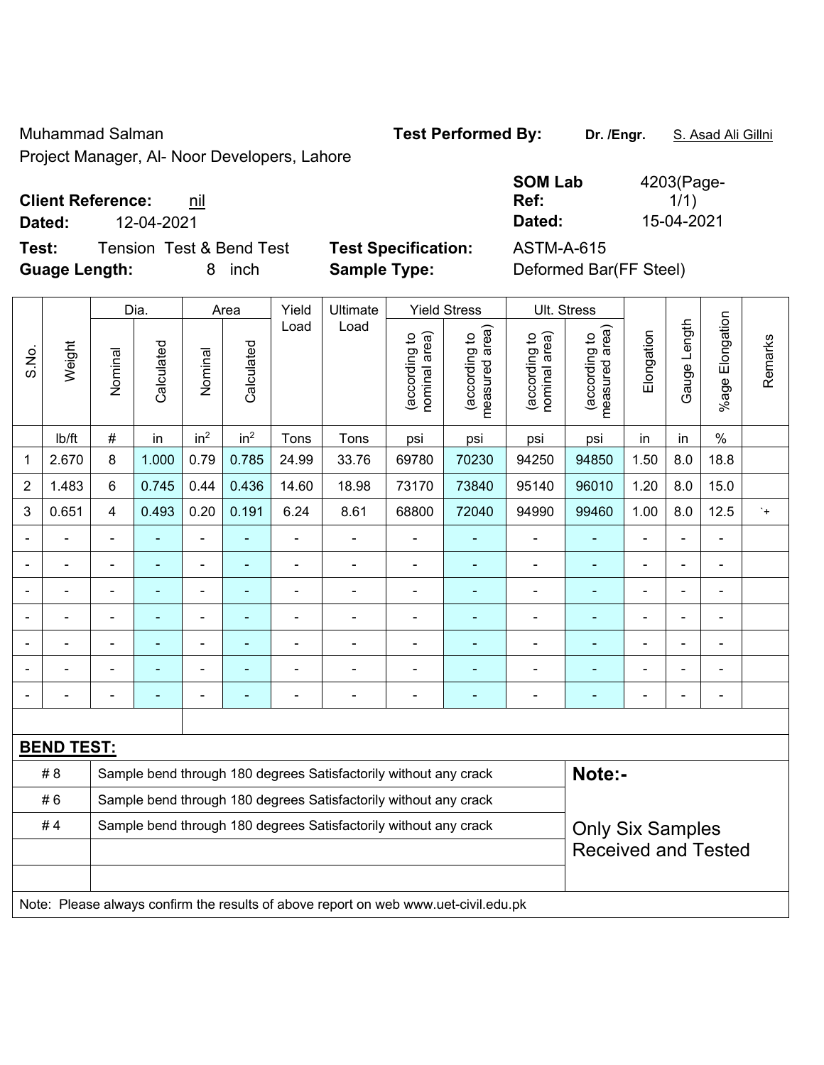Muhammad Salman

Project Manager, Al- Noor Developers, Lahore

**Test Performed By:** **Dr. /Engr.** S. Asad Ali Gillni

**Client Reference:** nil

**Dated:** 12-04-2021

**SOM Lab Ref:** 4203(Page-1/1)

**Dated:** 15-04-2021

**Test:** Tension Test & Bend Test

**Test Specification:** ASTM-A-615

**Guage Length:** 8 inch

**Sample Type:** Deformed Bar(FF Steel)

| S.No. | Weight | Dia. | | Area | | Yield Load | Ultimate Load | Yield Stress | | Ult. Stress | | Elongation | Gauge Length | %age Elongation | Remarks |
|---|---|---|---|---|---|---|---|---|---|---|---|---|---|---|---|
| | | Nominal | Calculated | Nominal | Calculated | | | (according to nominal area) | (according to measured area) | (according to nominal area) | (according to measured area) | | | | |
| | lb/ft | # | in | $in^2$ | $in^2$ | Tons | Tons | psi | psi | psi | psi | in | in | % | |
| 1 | 2.670 | 8 | 1.000 | 0.79 | 0.785 | 24.99 | 33.76 | 69780 | 70230 | 94250 | 94850 | 1.50 | 8.0 | 18.8 | |
| 2 | 1.483 | 6 | 0.745 | 0.44 | 0.436 | 14.60 | 18.98 | 73170 | 73840 | 95140 | 96010 | 1.20 | 8.0 | 15.0 | |
| 3 | 0.651 | 4 | 0.493 | 0.20 | 0.191 | 6.24 | 8.61 | 68800 | 72040 | 94990 | 99460 | 1.00 | 8.0 | 12.5 | `+ |
| - | - | - | - | - | - | - | - | - | - | - | - | - | - | - | |
| - | - | - | - | - | - | - | - | - | - | - | - | - | - | - | |
| - | - | - | - | - | - | - | - | - | - | - | - | - | - | - | |
| - | - | - | - | - | - | - | - | - | - | - | - | - | - | - | |
| - | - | - | - | - | - | - | - | - | - | - | - | - | - | - | |
| - | - | - | - | - | - | - | - | - | - | - | - | - | - | - | |
| - | - | - | - | - | - | - | - | - | - | - | - | - | - | - | |

**BEND TEST:**

| | | |
|---|---|---|
| # 8 | Sample bend through 180 degrees Satisfactorily without any crack | **Note:-** |
| # 6 | Sample bend through 180 degrees Satisfactorily without any crack | |
| # 4 | Sample bend through 180 degrees Satisfactorily without any crack | Only Six Samples Received and Tested |
| | | |
| | | |

Note: Please always confirm the results of above report on web www.uet-civil.edu.pk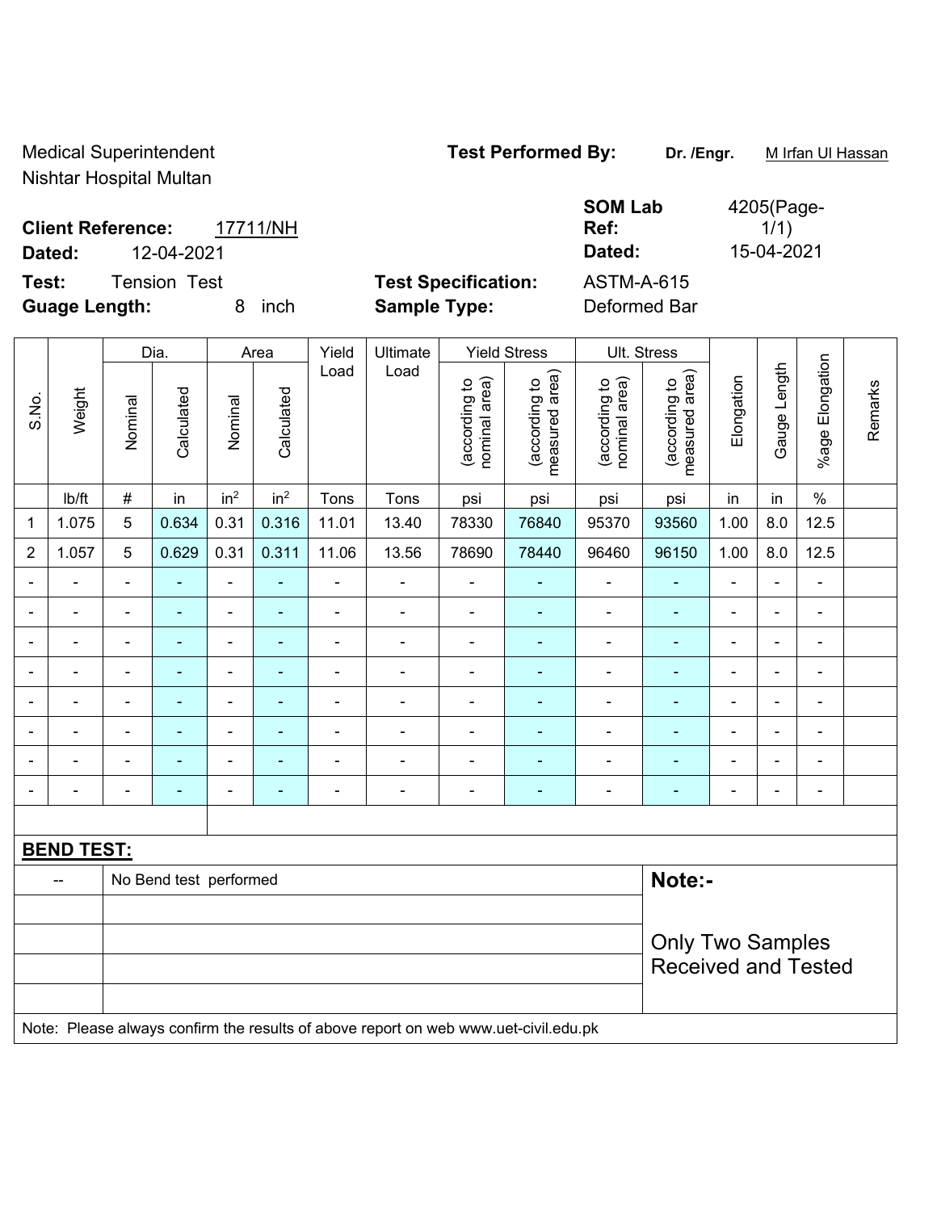Medical Superintendent
Nishtar Hospital Multan

**Test Performed By:** **Dr. /Engr.** M Irfan Ul Hassan

**Client Reference:** 17711/NH
**Dated:** 12-04-2021

**SOM Lab Ref:** 4205(Page-1/1)
**Dated:** 15-04-2021

**Test:** Tension Test
**Guage Length:** 8 inch

**Test Specification:** ASTM-A-615
**Sample Type:** Deformed Bar

| S.No. | Weight | Dia. | | Area | | Yield Load | Ultimate Load | Yield Stress | | Ult. Stress | | Elongation | Gauge Length | %age Elongation | Remarks |
|---|---|---|---|---|---|---|---|---|---|---|---|---|---|---|---|
| | | Nominal | Calculated | Nominal | Calculated | | | (according to nominal area) | (according to measured area) | (according to nominal area) | (according to measured area) | | | | |
| | lb/ft | # | in | $in^2$ | $in^2$ | Tons | Tons | psi | psi | psi | psi | in | in | % | |
| 1 | 1.075 | 5 | 0.634 | 0.31 | 0.316 | 11.01 | 13.40 | 78330 | 76840 | 95370 | 93560 | 1.00 | 8.0 | 12.5 | |
| 2 | 1.057 | 5 | 0.629 | 0.31 | 0.311 | 11.06 | 13.56 | 78690 | 78440 | 96460 | 96150 | 1.00 | 8.0 | 12.5 | |
| - | - | - | - | - | - | - | - | - | - | - | - | - | - | - | |
| - | - | - | - | - | - | - | - | - | - | - | - | - | - | - | |
| - | - | - | - | - | - | - | - | - | - | - | - | - | - | - | |
| - | - | - | - | - | - | - | - | - | - | - | - | - | - | - | |
| - | - | - | - | - | - | - | - | - | - | - | - | - | - | - | |
| - | - | - | - | - | - | - | - | - | - | - | - | - | - | - | |
| - | - | - | - | - | - | - | - | - | - | - | - | - | - | - | |
| - | - | - | - | - | - | - | - | - | - | - | - | - | - | - | |

**BEND TEST:**

| -- | No Bend test performed |
|---|---|

**Note:-**

Only Two Samples Received and Tested

Note: Please always confirm the results of above report on web www.uet-civil.edu.pk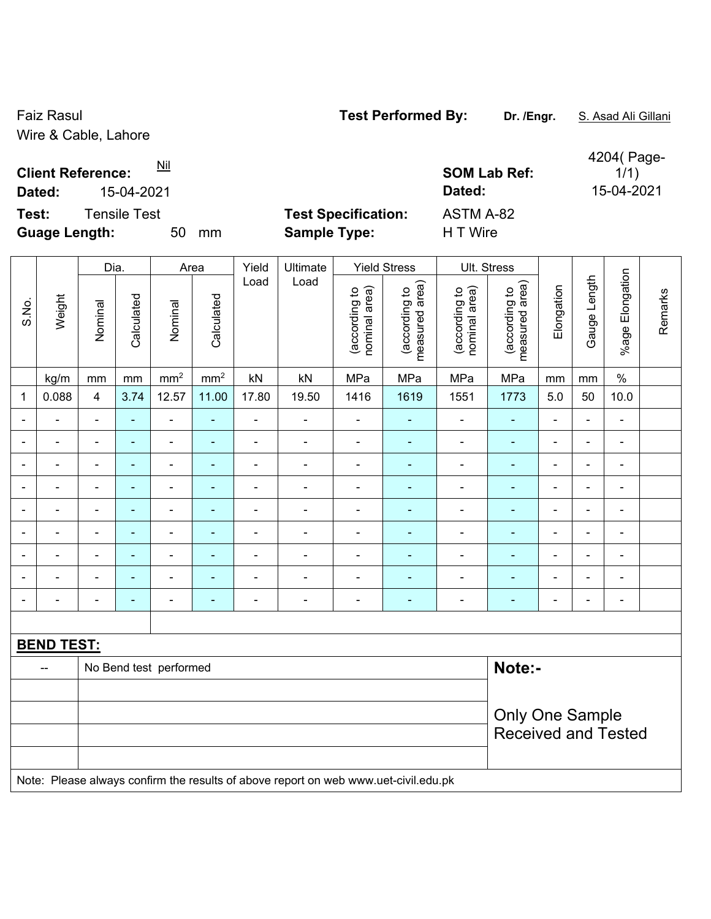Faiz Rasul
Wire & Cable, Lahore

**Test Performed By:** **Dr. /Engr.** S. Asad Ali Gillani

**Client Reference:** Nil

**Dated:** 15-04-2021

**SOM Lab Ref:** 4204( Page-1/1)

**Dated:** 15-04-2021

**Test:** Tensile Test

**Test Specification:** ASTM A-82

**Guage Length:** 50 mm

**Sample Type:** H T Wire

| S.No. | Weight | Dia. | | Area | | Yield Load | Ultimate Load | Yield Stress | | Ult. Stress | | Elongation | Gauge Length | %age Elongation | Remarks |
|---|---|---|---|---|---|---|---|---|---|---|---|---|---|---|---|
| | | Nominal | Calculated | Nominal | Calculated | | | (according to nominal area) | (according to measured area) | (according to nominal area) | (according to measured area) | | | | |
| | kg/m | mm | mm | mm$^2$ | mm$^2$ | kN | kN | MPa | MPa | MPa | MPa | mm | mm | % | |
| 1 | 0.088 | 4 | 3.74 | 12.57 | 11.00 | 17.80 | 19.50 | 1416 | 1619 | 1551 | 1773 | 5.0 | 50 | 10.0 | |
| - | - | - | - | - | - | - | - | - | - | - | - | - | - | - | |
| - | - | - | - | - | - | - | - | - | - | - | - | - | - | - | |
| - | - | - | - | - | - | - | - | - | - | - | - | - | - | - | |
| - | - | - | - | - | - | - | - | - | - | - | - | - | - | - | |
| - | - | - | - | - | - | - | - | - | - | - | - | - | - | - | |
| - | - | - | - | - | - | - | - | - | - | - | - | - | - | - | |
| - | - | - | - | - | - | - | - | - | - | - | - | - | - | - | |
| - | - | - | - | - | - | - | - | - | - | - | - | - | - | - | |
| - | - | - | - | - | - | - | - | - | - | - | - | - | - | - | |

**BEND TEST:**

| | |
|---|---|
| -- | No Bend test performed |

**Note:-**

Only One Sample Received and Tested

Note: Please always confirm the results of above report on web www.uet-civil.edu.pk